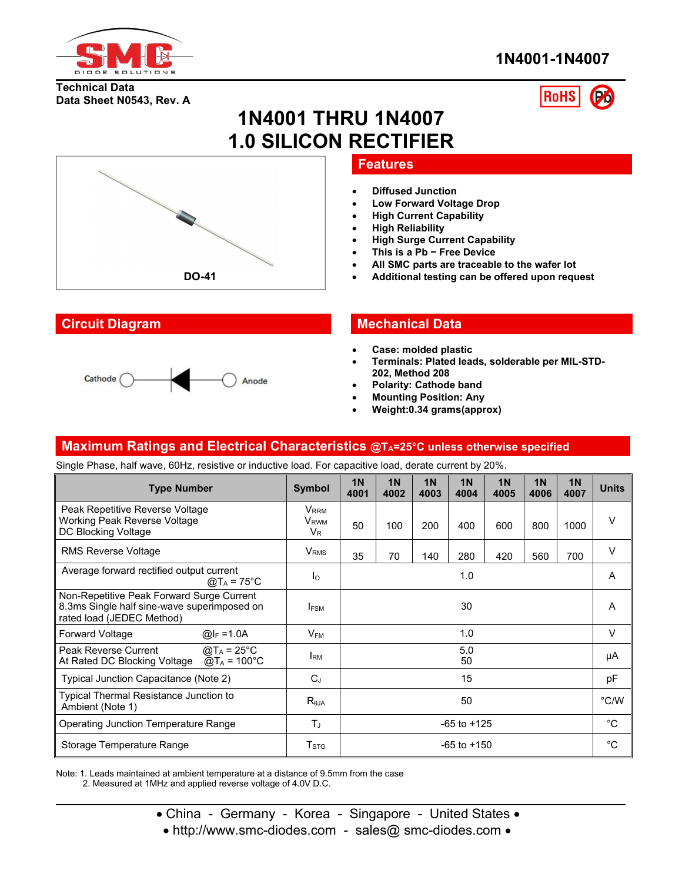1N4001-1N4007

Technical Data
Data Sheet N0543, Rev. A

# 1N4001 THRU 1N4007
# 1.0 SILICON RECTIFIER

DO-41

## Features

- Diffused Junction
- Low Forward Voltage Drop
- High Current Capability
- High Reliability
- High Surge Current Capability
- This is a Pb − Free Device
- All SMC parts are traceable to the wafer lot
- Additional testing can be offered upon request

## Circuit Diagram

Cathode    Anode

## Mechanical Data

- Case: molded plastic
- Terminals: Plated leads, solderable per MIL-STD-202, Method 208
- Polarity: Cathode band
- Mounting Position: Any
- Weight:0.34 grams(approx)

## Maximum Ratings and Electrical Characteristics @$T_A$=25°C unless otherwise specified

Single Phase, half wave, 60Hz, resistive or inductive load. For capacitive load, derate current by 20%.

| Type Number | Symbol | 1N 4001 | 1N 4002 | 1N 4003 | 1N 4004 | 1N 4005 | 1N 4006 | 1N 4007 | Units |
|---|---|---|---|---|---|---|---|---|---|
| Peak Repetitive Reverse Voltage<br>Working Peak Reverse Voltage<br>DC Blocking Voltage | $V_{RRM}$<br>$V_{RWM}$<br>$V_R$ | 50 | 100 | 200 | 400 | 600 | 800 | 1000 | V |
| RMS Reverse Voltage | $V_{RMS}$ | 35 | 70 | 140 | 280 | 420 | 560 | 700 | V |
| Average forward rectified output current @$T_A$ = 75°C | $I_O$ | 1.0 | | | | | | | A |
| Non-Repetitive Peak Forward Surge Current 8.3ms Single half sine-wave superimposed on rated load (JEDEC Method) | $I_{FSM}$ | 30 | | | | | | | A |
| Forward Voltage @$I_F$ =1.0A | $V_{FM}$ | 1.0 | | | | | | | V |
| Peak Reverse Current @$T_A$ = 25°C<br>At Rated DC Blocking Voltage @$T_A$ = 100°C | $I_{RM}$ | 5.0<br>50 | | | | | | | µA |
| Typical Junction Capacitance (Note 2) | $C_J$ | 15 | | | | | | | pF |
| Typical Thermal Resistance Junction to Ambient (Note 1) | $R_{\theta JA}$ | 50 | | | | | | | °C/W |
| Operating Junction Temperature Range | $T_J$ | -65 to +125 | | | | | | | °C |
| Storage Temperature Range | $T_{STG}$ | -65 to +150 | | | | | | | °C |

Note: 1. Leads maintained at ambient temperature at a distance of 9.5mm from the case
2. Measured at 1MHz and applied reverse voltage of 4.0V D.C.

• China - Germany - Korea - Singapore - United States •
• http://www.smc-diodes.com - sales@ smc-diodes.com •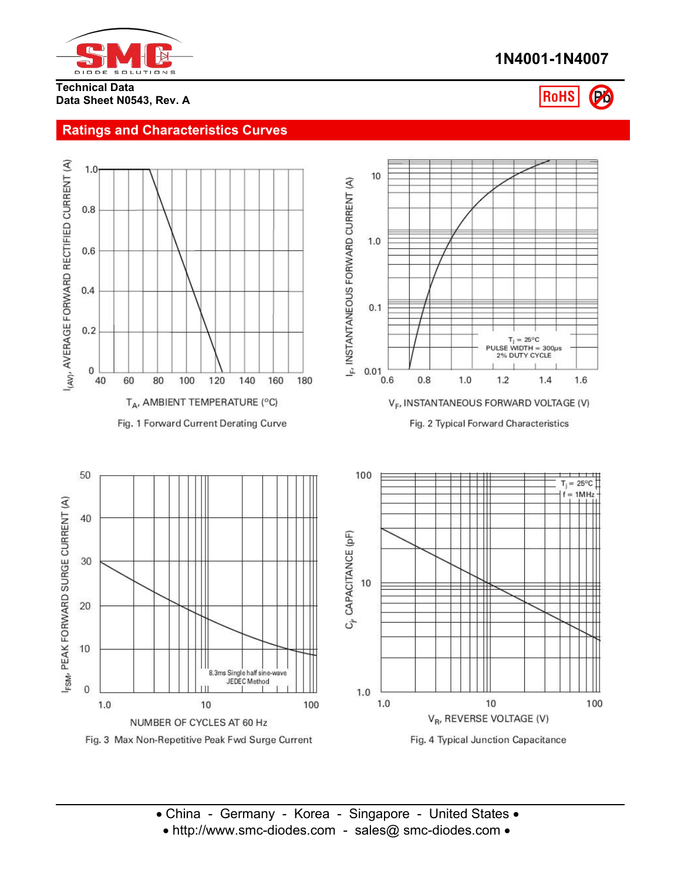## Ratings and Characteristics Curves

$I_{(AV)}$, AVERAGE FORWARD RECTIFIED CURRENT (A)

$T_A$, AMBIENT TEMPERATURE (°C)

Fig. 1 Forward Current Derating Curve

$I_F$, INSTANTANEOUS FORWARD CURRENT (A)

$T_j$ = 25°C
PULSE WIDTH = 300μs
2% DUTY CYCLE

$V_F$, INSTANTANEOUS FORWARD VOLTAGE (V)

Fig. 2 Typical Forward Characteristics

$I_{FSM}$, PEAK FORWARD SURGE CURRENT (A)

8.3ms Single half sine-wave
JEDEC Method

NUMBER OF CYCLES AT 60 Hz

Fig. 3 Max Non-Repetitive Peak Fwd Surge Current

$C_j$, CAPACITANCE (pF)

$T_j$ = 25°C
f = 1MHz

$V_R$, REVERSE VOLTAGE (V)

Fig. 4 Typical Junction Capacitance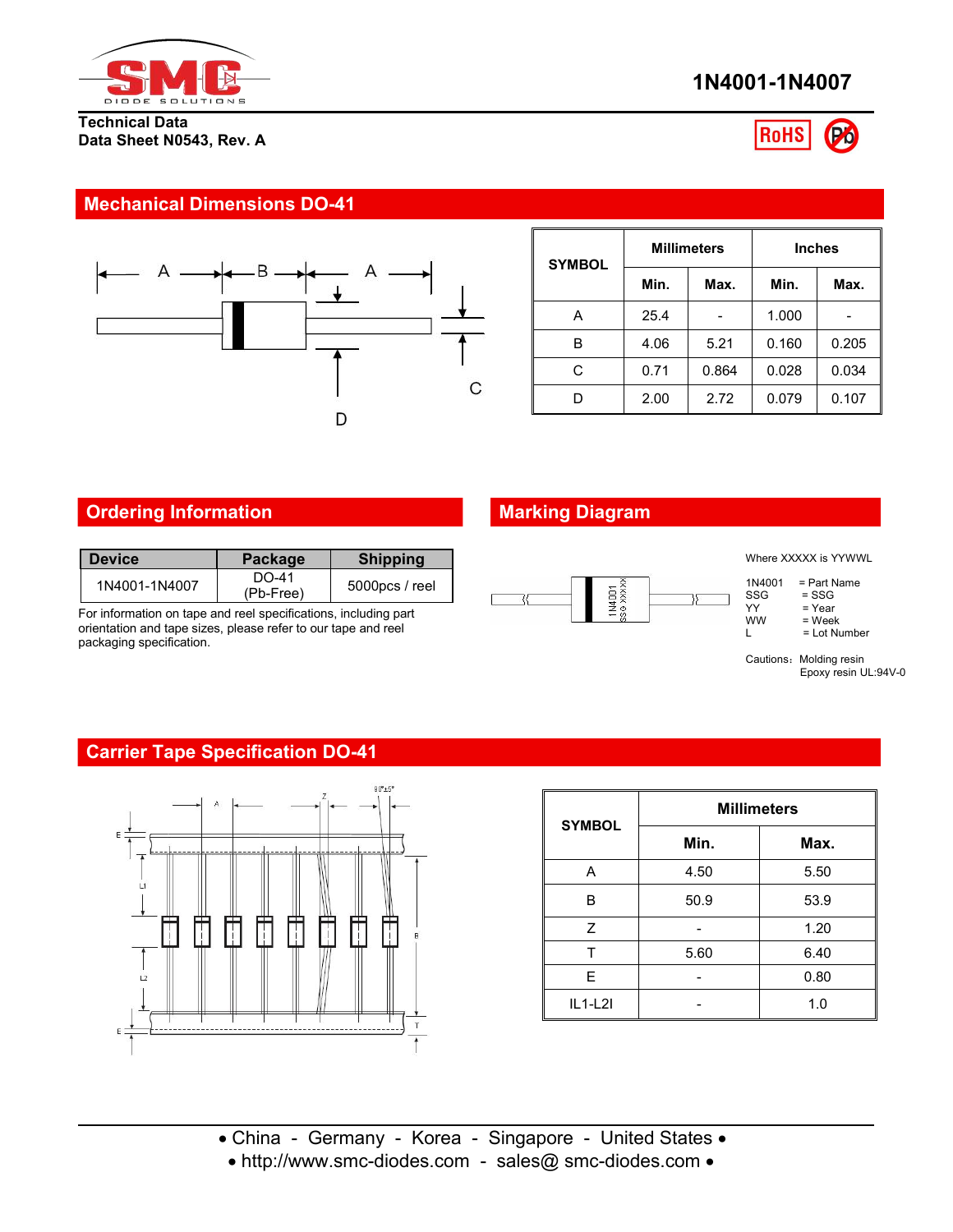# 1N4001-1N4007

**Technical Data**
**Data Sheet N0543, Rev. A**

## Mechanical Dimensions DO-41

| SYMBOL | Millimeters | | Inches | |
|---|---|---|---|---|
| | Min. | Max. | Min. | Max. |
| A | 25.4 | - | 1.000 | - |
| B | 4.06 | 5.21 | 0.160 | 0.205 |
| C | 0.71 | 0.864 | 0.028 | 0.034 |
| D | 2.00 | 2.72 | 0.079 | 0.107 |

## Ordering Information

| Device | Package | Shipping |
|---|---|---|
| 1N4001-1N4007 | DO-41 (Pb-Free) | 5000pcs / reel |

For information on tape and reel specifications, including part orientation and tape sizes, please refer to our tape and reel packaging specification.

## Marking Diagram

Where XXXXX is YYWWL

- 1N4001 = Part Name
- SSG = SSG
- YY = Year
- WW = Week
- L = Lot Number

Cautions: Molding resin
Epoxy resin UL:94V-0

## Carrier Tape Specification DO-41

| SYMBOL | Millimeters | |
|---|---|---|
| | Min. | Max. |
| A | 4.50 | 5.50 |
| B | 50.9 | 53.9 |
| Z | - | 1.20 |
| T | 5.60 | 6.40 |
| E | - | 0.80 |
| IL1-L2I | - | 1.0 |

• China - Germany - Korea - Singapore - United States •
• http://www.smc-diodes.com - sales@ smc-diodes.com •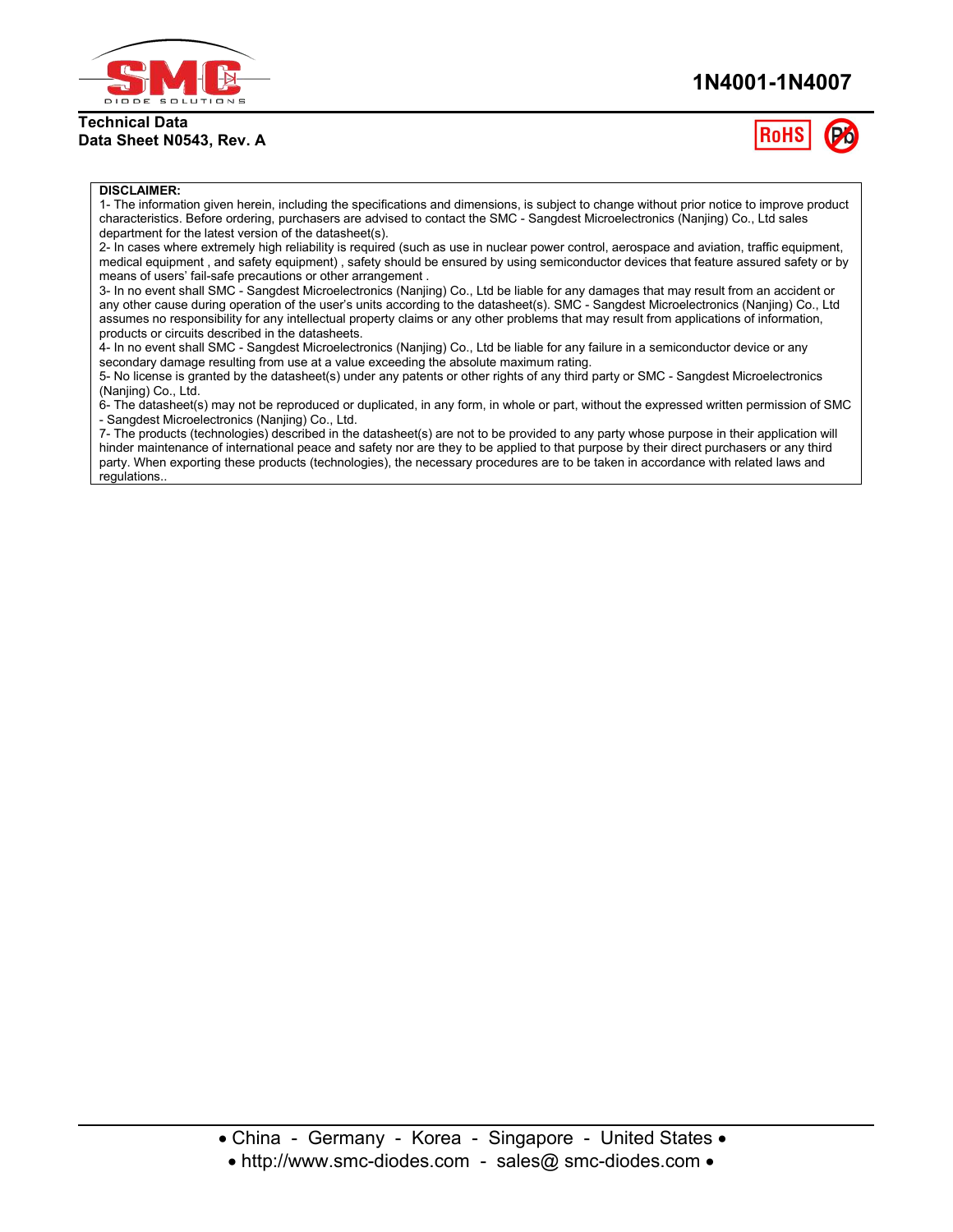**Technical Data**
**Data Sheet N0543, Rev. A**

**DISCLAIMER:**

1- The information given herein, including the specifications and dimensions, is subject to change without prior notice to improve product characteristics. Before ordering, purchasers are advised to contact the SMC - Sangdest Microelectronics (Nanjing) Co., Ltd sales department for the latest version of the datasheet(s).

2- In cases where extremely high reliability is required (such as use in nuclear power control, aerospace and aviation, traffic equipment, medical equipment , and safety equipment) , safety should be ensured by using semiconductor devices that feature assured safety or by means of users' fail-safe precautions or other arrangement .

3- In no event shall SMC - Sangdest Microelectronics (Nanjing) Co., Ltd be liable for any damages that may result from an accident or any other cause during operation of the user's units according to the datasheet(s). SMC - Sangdest Microelectronics (Nanjing) Co., Ltd assumes no responsibility for any intellectual property claims or any other problems that may result from applications of information, products or circuits described in the datasheets.

4- In no event shall SMC - Sangdest Microelectronics (Nanjing) Co., Ltd be liable for any failure in a semiconductor device or any secondary damage resulting from use at a value exceeding the absolute maximum rating.

5- No license is granted by the datasheet(s) under any patents or other rights of any third party or SMC - Sangdest Microelectronics (Nanjing) Co., Ltd.

6- The datasheet(s) may not be reproduced or duplicated, in any form, in whole or part, without the expressed written permission of SMC - Sangdest Microelectronics (Nanjing) Co., Ltd.

7- The products (technologies) described in the datasheet(s) are not to be provided to any party whose purpose in their application will hinder maintenance of international peace and safety nor are they to be applied to that purpose by their direct purchasers or any third party. When exporting these products (technologies), the necessary procedures are to be taken in accordance with related laws and regulations..